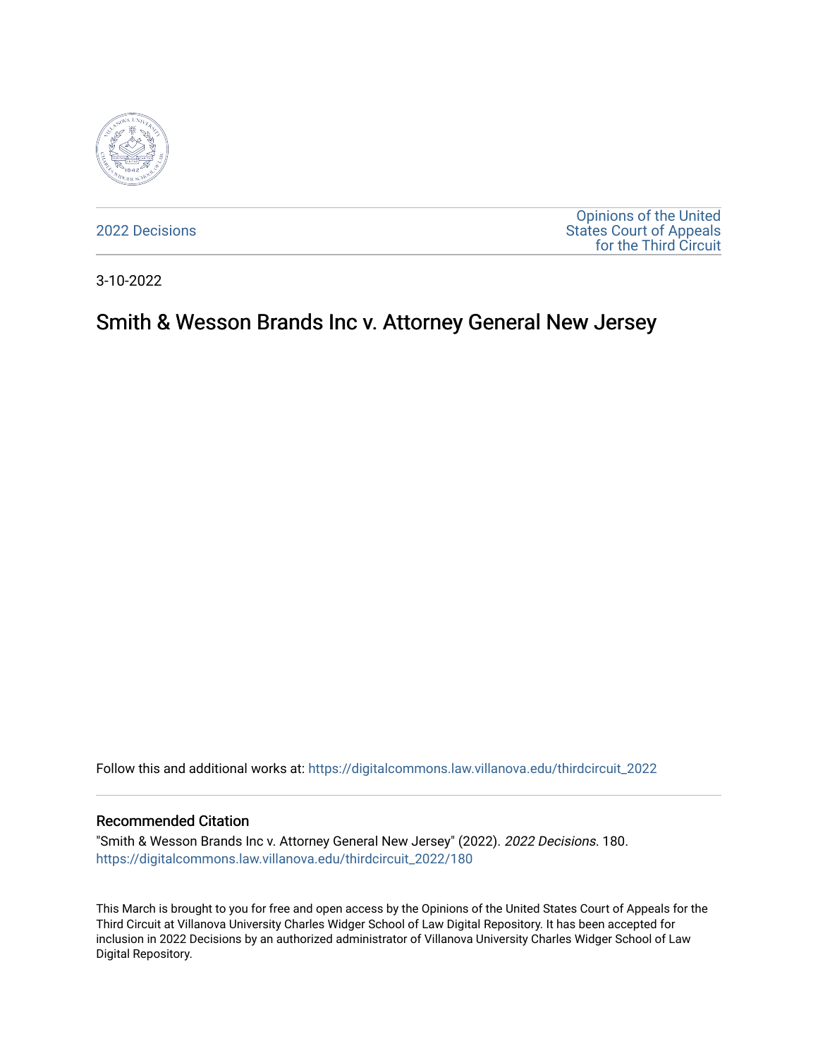2022 Decisions

Opinions of the United States Court of Appeals for the Third Circuit

3-10-2022

# Smith & Wesson Brands Inc v. Attorney General New Jersey

Follow this and additional works at: https://digitalcommons.law.villanova.edu/thirdcircuit_2022

## Recommended Citation

"Smith & Wesson Brands Inc v. Attorney General New Jersey" (2022). *2022 Decisions*. 180.
https://digitalcommons.law.villanova.edu/thirdcircuit_2022/180

This March is brought to you for free and open access by the Opinions of the United States Court of Appeals for the Third Circuit at Villanova University Charles Widger School of Law Digital Repository. It has been accepted for inclusion in 2022 Decisions by an authorized administrator of Villanova University Charles Widger School of Law Digital Repository.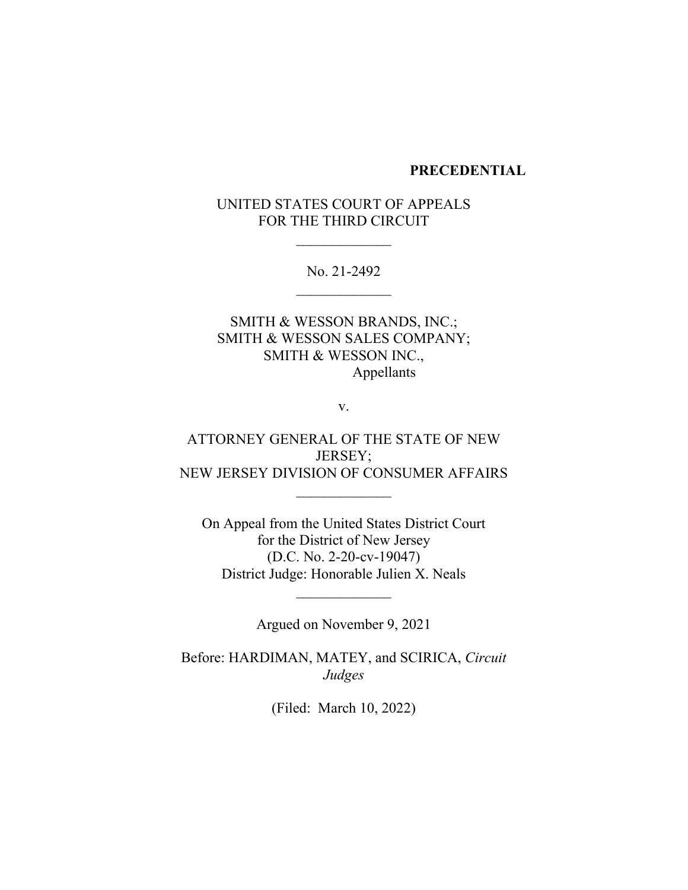**PRECEDENTIAL**

UNITED STATES COURT OF APPEALS
FOR THE THIRD CIRCUIT

\_\_\_\_\_\_\_\_\_\_\_\_\_

No. 21-2492

\_\_\_\_\_\_\_\_\_\_\_\_\_

SMITH & WESSON BRANDS, INC.;
SMITH & WESSON SALES COMPANY;
SMITH & WESSON INC.,
Appellants

v.

ATTORNEY GENERAL OF THE STATE OF NEW JERSEY;
NEW JERSEY DIVISION OF CONSUMER AFFAIRS

\_\_\_\_\_\_\_\_\_\_\_\_\_

On Appeal from the United States District Court
for the District of New Jersey
(D.C. No. 2-20-cv-19047)
District Judge: Honorable Julien X. Neals

\_\_\_\_\_\_\_\_\_\_\_\_\_

Argued on November 9, 2021

Before: HARDIMAN, MATEY, and SCIRICA, *Circuit Judges*

(Filed: March 10, 2022)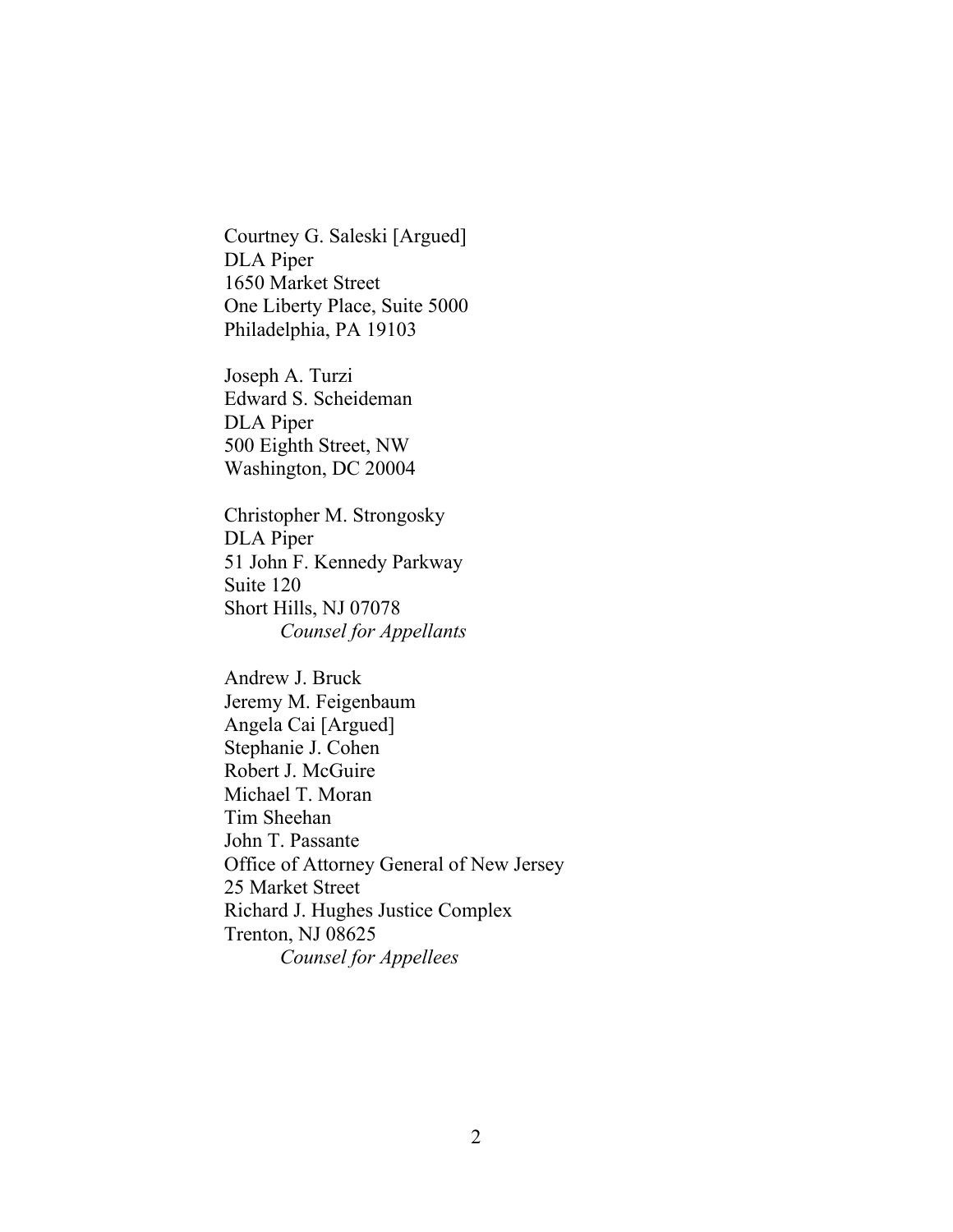Courtney G. Saleski [Argued]
DLA Piper
1650 Market Street
One Liberty Place, Suite 5000
Philadelphia, PA 19103

Joseph A. Turzi
Edward S. Scheideman
DLA Piper
500 Eighth Street, NW
Washington, DC 20004

Christopher M. Strongosky
DLA Piper
51 John F. Kennedy Parkway
Suite 120
Short Hills, NJ 07078
*Counsel for Appellants*

Andrew J. Bruck
Jeremy M. Feigenbaum
Angela Cai [Argued]
Stephanie J. Cohen
Robert J. McGuire
Michael T. Moran
Tim Sheehan
John T. Passante
Office of Attorney General of New Jersey
25 Market Street
Richard J. Hughes Justice Complex
Trenton, NJ 08625
*Counsel for Appellees*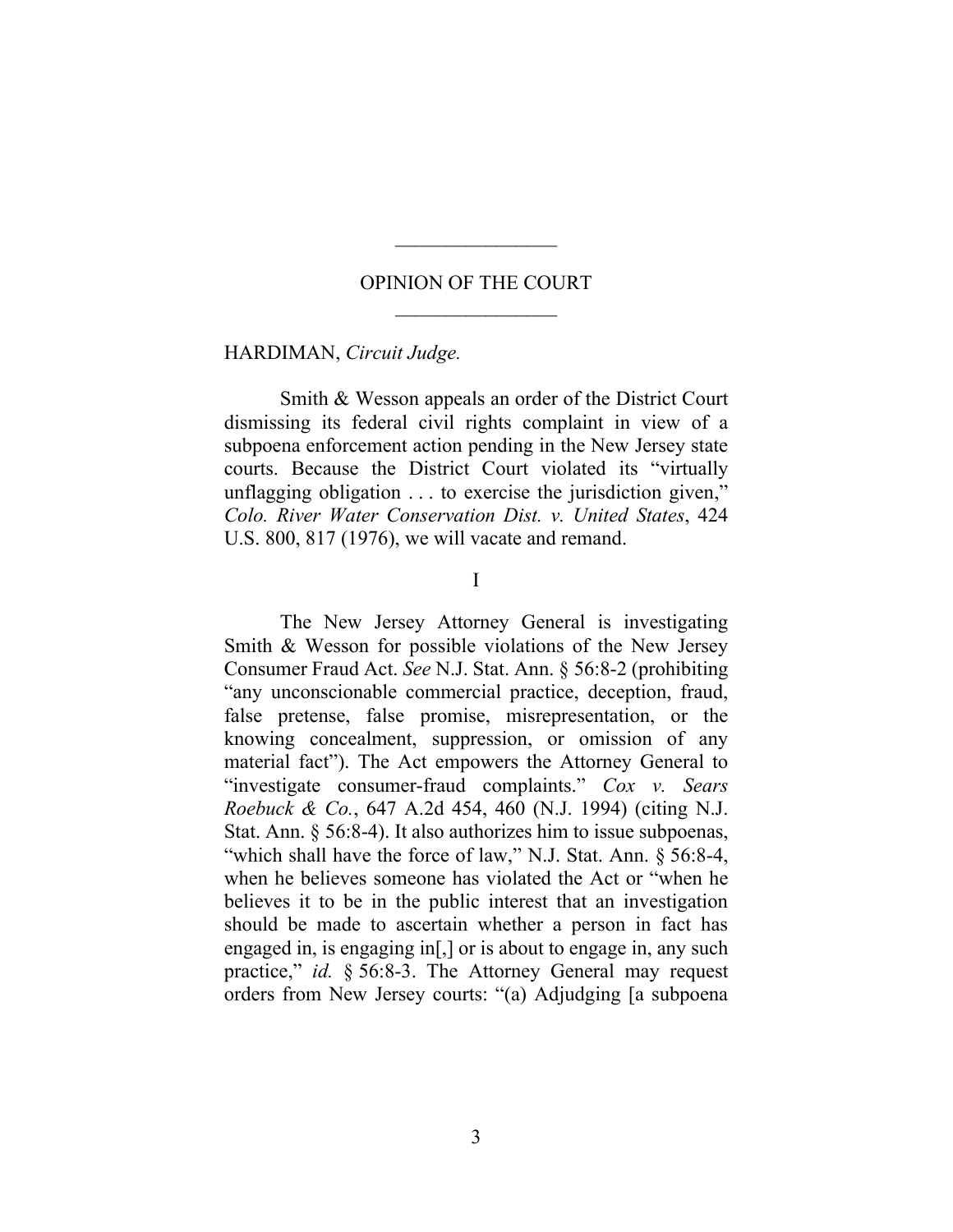# OPINION OF THE COURT

HARDIMAN, *Circuit Judge.*

Smith & Wesson appeals an order of the District Court dismissing its federal civil rights complaint in view of a subpoena enforcement action pending in the New Jersey state courts. Because the District Court violated its "virtually unflagging obligation . . . to exercise the jurisdiction given," *Colo. River Water Conservation Dist. v. United States*, 424 U.S. 800, 817 (1976), we will vacate and remand.

## I

The New Jersey Attorney General is investigating Smith & Wesson for possible violations of the New Jersey Consumer Fraud Act. *See* N.J. Stat. Ann. § 56:8-2 (prohibiting "any unconscionable commercial practice, deception, fraud, false pretense, false promise, misrepresentation, or the knowing concealment, suppression, or omission of any material fact"). The Act empowers the Attorney General to "investigate consumer-fraud complaints." *Cox v. Sears Roebuck & Co.*, 647 A.2d 454, 460 (N.J. 1994) (citing N.J. Stat. Ann. § 56:8-4). It also authorizes him to issue subpoenas, "which shall have the force of law," N.J. Stat. Ann. § 56:8-4, when he believes someone has violated the Act or "when he believes it to be in the public interest that an investigation should be made to ascertain whether a person in fact has engaged in, is engaging in[,] or is about to engage in, any such practice," *id.* § 56:8-3. The Attorney General may request orders from New Jersey courts: "(a) Adjudging [a subpoena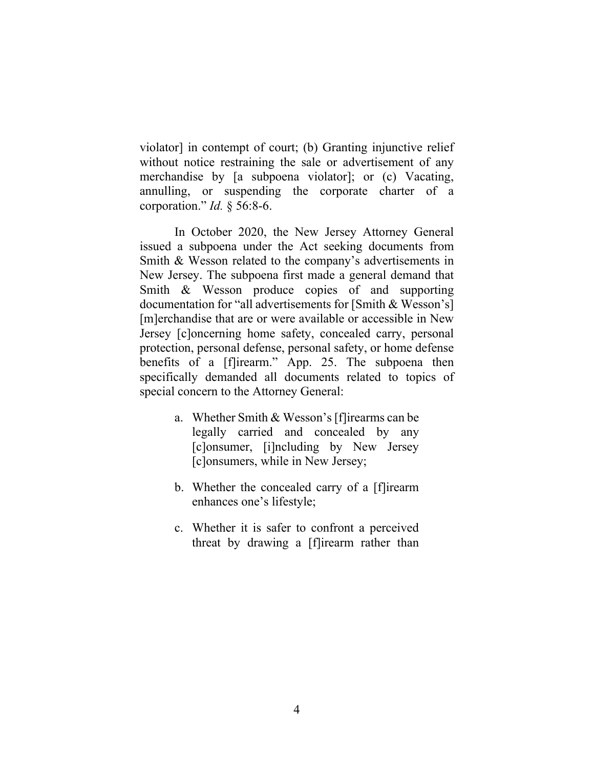violator] in contempt of court; (b) Granting injunctive relief without notice restraining the sale or advertisement of any merchandise by [a subpoena violator]; or (c) Vacating, annulling, or suspending the corporate charter of a corporation." *Id.* § 56:8-6.

In October 2020, the New Jersey Attorney General issued a subpoena under the Act seeking documents from Smith & Wesson related to the company's advertisements in New Jersey. The subpoena first made a general demand that Smith & Wesson produce copies of and supporting documentation for "all advertisements for [Smith & Wesson's] [m]erchandise that are or were available or accessible in New Jersey [c]oncerning home safety, concealed carry, personal protection, personal defense, personal safety, or home defense benefits of a [f]irearm." App. 25. The subpoena then specifically demanded all documents related to topics of special concern to the Attorney General:

> a. Whether Smith & Wesson's [f]irearms can be legally carried and concealed by any [c]onsumer, [i]ncluding by New Jersey [c]onsumers, while in New Jersey;
>
> b. Whether the concealed carry of a [f]irearm enhances one's lifestyle;
>
> c. Whether it is safer to confront a perceived threat by drawing a [f]irearm rather than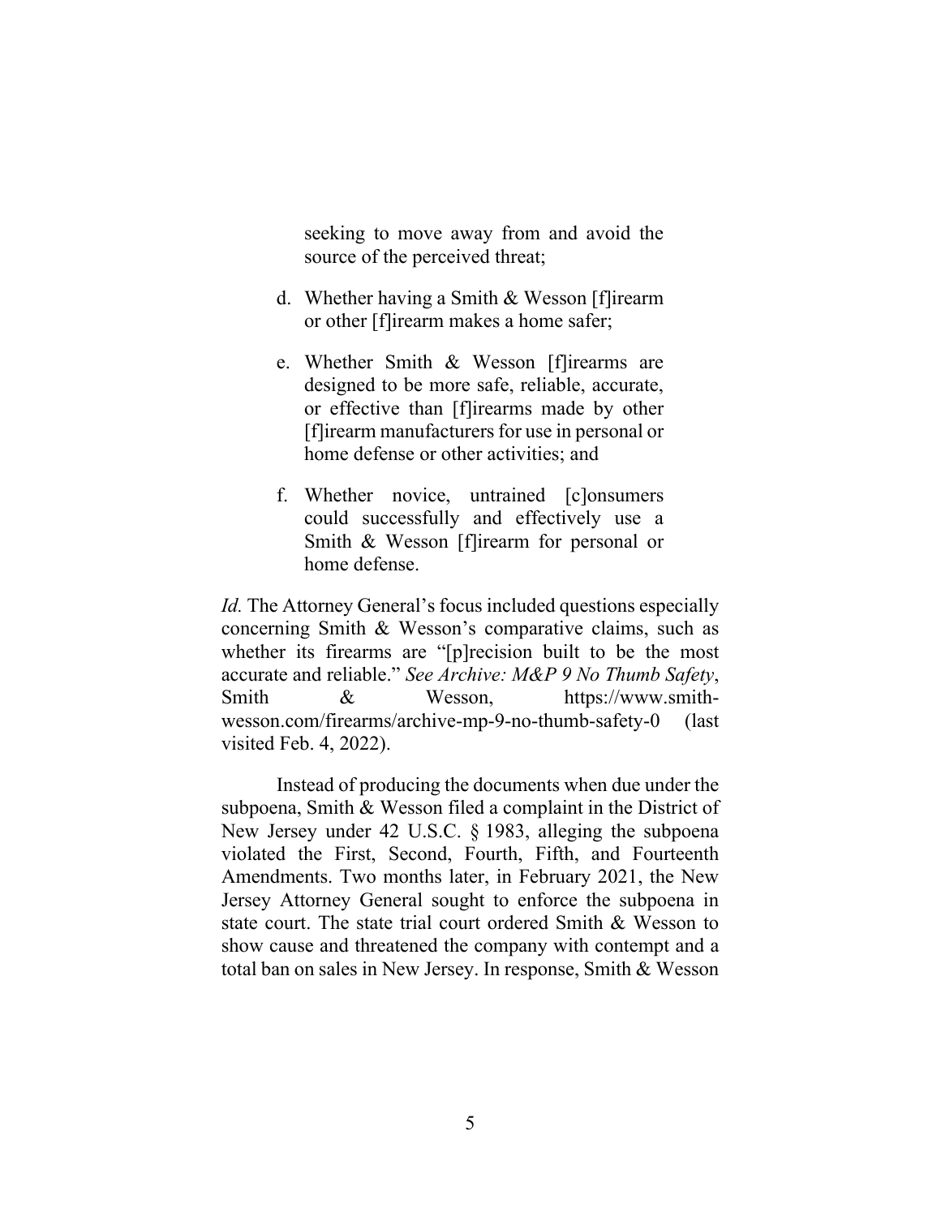seeking to move away from and avoid the source of the perceived threat;

d. Whether having a Smith & Wesson [f]irearm or other [f]irearm makes a home safer;

e. Whether Smith & Wesson [f]irearms are designed to be more safe, reliable, accurate, or effective than [f]irearms made by other [f]irearm manufacturers for use in personal or home defense or other activities; and

f. Whether novice, untrained [c]onsumers could successfully and effectively use a Smith & Wesson [f]irearm for personal or home defense.

*Id.* The Attorney General's focus included questions especially concerning Smith & Wesson's comparative claims, such as whether its firearms are "[p]recision built to be the most accurate and reliable." *See Archive: M&P 9 No Thumb Safety*, Smith & Wesson, https://www.smith-wesson.com/firearms/archive-mp-9-no-thumb-safety-0 (last visited Feb. 4, 2022).

Instead of producing the documents when due under the subpoena, Smith & Wesson filed a complaint in the District of New Jersey under 42 U.S.C. § 1983, alleging the subpoena violated the First, Second, Fourth, Fifth, and Fourteenth Amendments. Two months later, in February 2021, the New Jersey Attorney General sought to enforce the subpoena in state court. The state trial court ordered Smith & Wesson to show cause and threatened the company with contempt and a total ban on sales in New Jersey. In response, Smith & Wesson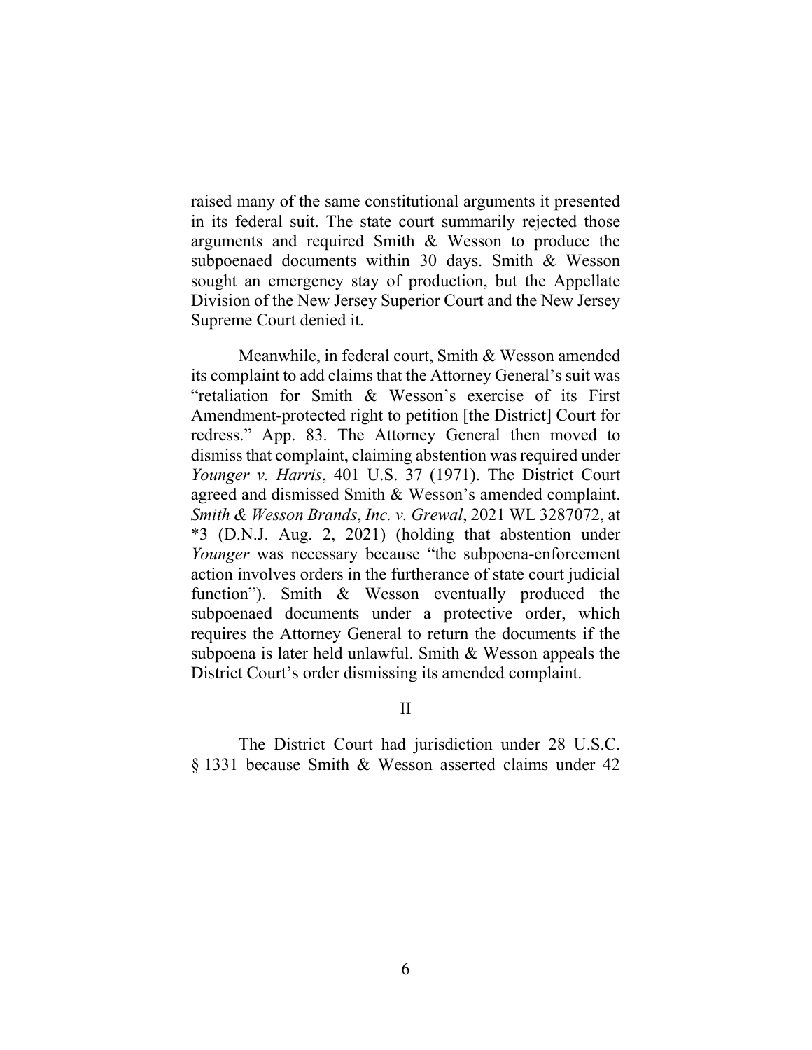raised many of the same constitutional arguments it presented in its federal suit. The state court summarily rejected those arguments and required Smith & Wesson to produce the subpoenaed documents within 30 days. Smith & Wesson sought an emergency stay of production, but the Appellate Division of the New Jersey Superior Court and the New Jersey Supreme Court denied it.

Meanwhile, in federal court, Smith & Wesson amended its complaint to add claims that the Attorney General's suit was "retaliation for Smith & Wesson's exercise of its First Amendment-protected right to petition [the District] Court for redress." App. 83. The Attorney General then moved to dismiss that complaint, claiming abstention was required under *Younger v. Harris*, 401 U.S. 37 (1971). The District Court agreed and dismissed Smith & Wesson's amended complaint. *Smith & Wesson Brands*, *Inc. v. Grewal*, 2021 WL 3287072, at *3 (D.N.J. Aug. 2, 2021) (holding that abstention under *Younger* was necessary because "the subpoena-enforcement action involves orders in the furtherance of state court judicial function"). Smith & Wesson eventually produced the subpoenaed documents under a protective order, which requires the Attorney General to return the documents if the subpoena is later held unlawful. Smith & Wesson appeals the District Court's order dismissing its amended complaint.

## II

The District Court had jurisdiction under 28 U.S.C. § 1331 because Smith & Wesson asserted claims under 42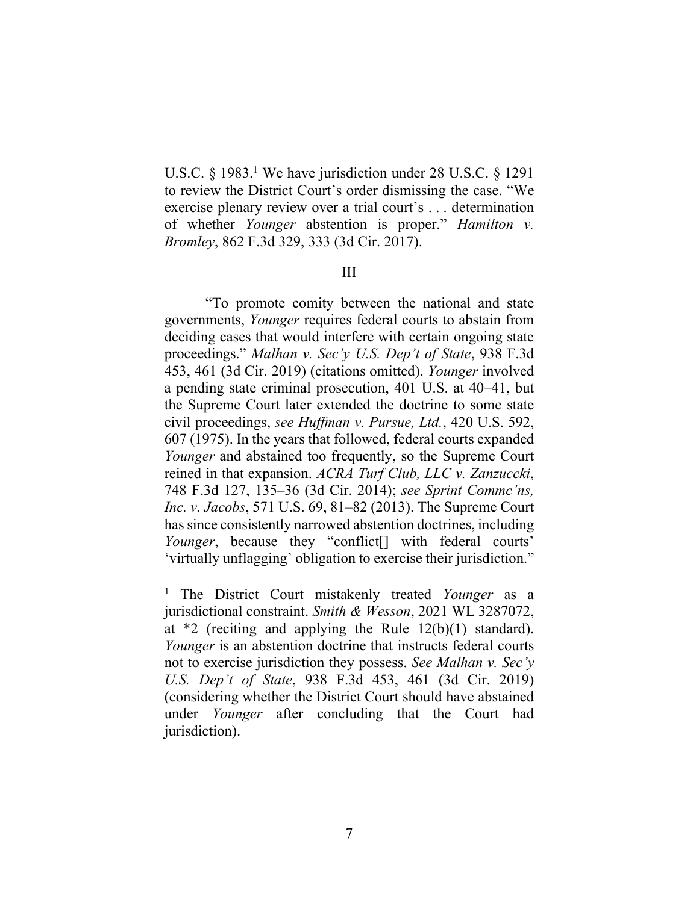U.S.C. § 1983.[1] We have jurisdiction under 28 U.S.C. § 1291 to review the District Court's order dismissing the case. "We exercise plenary review over a trial court's . . . determination of whether *Younger* abstention is proper." *Hamilton v. Bromley*, 862 F.3d 329, 333 (3d Cir. 2017).

III

"To promote comity between the national and state governments, *Younger* requires federal courts to abstain from deciding cases that would interfere with certain ongoing state proceedings." *Malhan v. Sec'y U.S. Dep't of State*, 938 F.3d 453, 461 (3d Cir. 2019) (citations omitted). *Younger* involved a pending state criminal prosecution, 401 U.S. at 40–41, but the Supreme Court later extended the doctrine to some state civil proceedings, *see Huffman v. Pursue, Ltd.*, 420 U.S. 592, 607 (1975). In the years that followed, federal courts expanded *Younger* and abstained too frequently, so the Supreme Court reined in that expansion. *ACRA Turf Club, LLC v. Zanzuccki*, 748 F.3d 127, 135–36 (3d Cir. 2014); *see Sprint Commc'ns, Inc. v. Jacobs*, 571 U.S. 69, 81–82 (2013). The Supreme Court has since consistently narrowed abstention doctrines, including *Younger*, because they "conflict[] with federal courts' 'virtually unflagging' obligation to exercise their jurisdiction."

---

[1] The District Court mistakenly treated *Younger* as a jurisdictional constraint. *Smith & Wesson*, 2021 WL 3287072, at *2 (reciting and applying the Rule 12(b)(1) standard). *Younger* is an abstention doctrine that instructs federal courts not to exercise jurisdiction they possess. *See Malhan v. Sec'y U.S. Dep't of State*, 938 F.3d 453, 461 (3d Cir. 2019) (considering whether the District Court should have abstained under *Younger* after concluding that the Court had jurisdiction).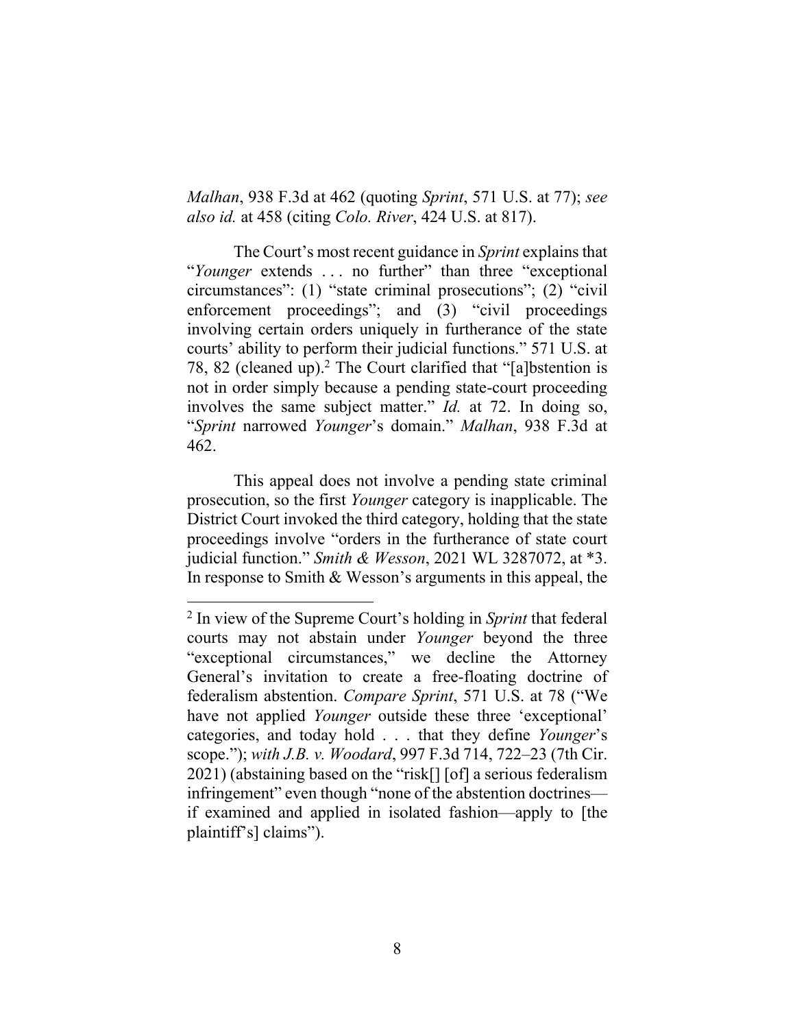*Malhan*, 938 F.3d at 462 (quoting *Sprint*, 571 U.S. at 77); *see also id.* at 458 (citing *Colo. River*, 424 U.S. at 817).

The Court's most recent guidance in *Sprint* explains that "*Younger* extends . . . no further" than three "exceptional circumstances": (1) "state criminal prosecutions"; (2) "civil enforcement proceedings"; and (3) "civil proceedings involving certain orders uniquely in furtherance of the state courts' ability to perform their judicial functions." 571 U.S. at 78, 82 (cleaned up).[2] The Court clarified that "[a]bstention is not in order simply because a pending state-court proceeding involves the same subject matter." *Id.* at 72. In doing so, "*Sprint* narrowed *Younger*'s domain." *Malhan*, 938 F.3d at 462.

This appeal does not involve a pending state criminal prosecution, so the first *Younger* category is inapplicable. The District Court invoked the third category, holding that the state proceedings involve "orders in the furtherance of state court judicial function." *Smith & Wesson*, 2021 WL 3287072, at *3. In response to Smith & Wesson's arguments in this appeal, the

[2] In view of the Supreme Court's holding in *Sprint* that federal courts may not abstain under *Younger* beyond the three "exceptional circumstances," we decline the Attorney General's invitation to create a free-floating doctrine of federalism abstention. *Compare Sprint*, 571 U.S. at 78 ("We have not applied *Younger* outside these three 'exceptional' categories, and today hold . . . that they define *Younger*'s scope."); *with J.B. v. Woodard*, 997 F.3d 714, 722–23 (7th Cir. 2021) (abstaining based on the "risk[] [of] a serious federalism infringement" even though "none of the abstention doctrines—if examined and applied in isolated fashion—apply to [the plaintiff's] claims").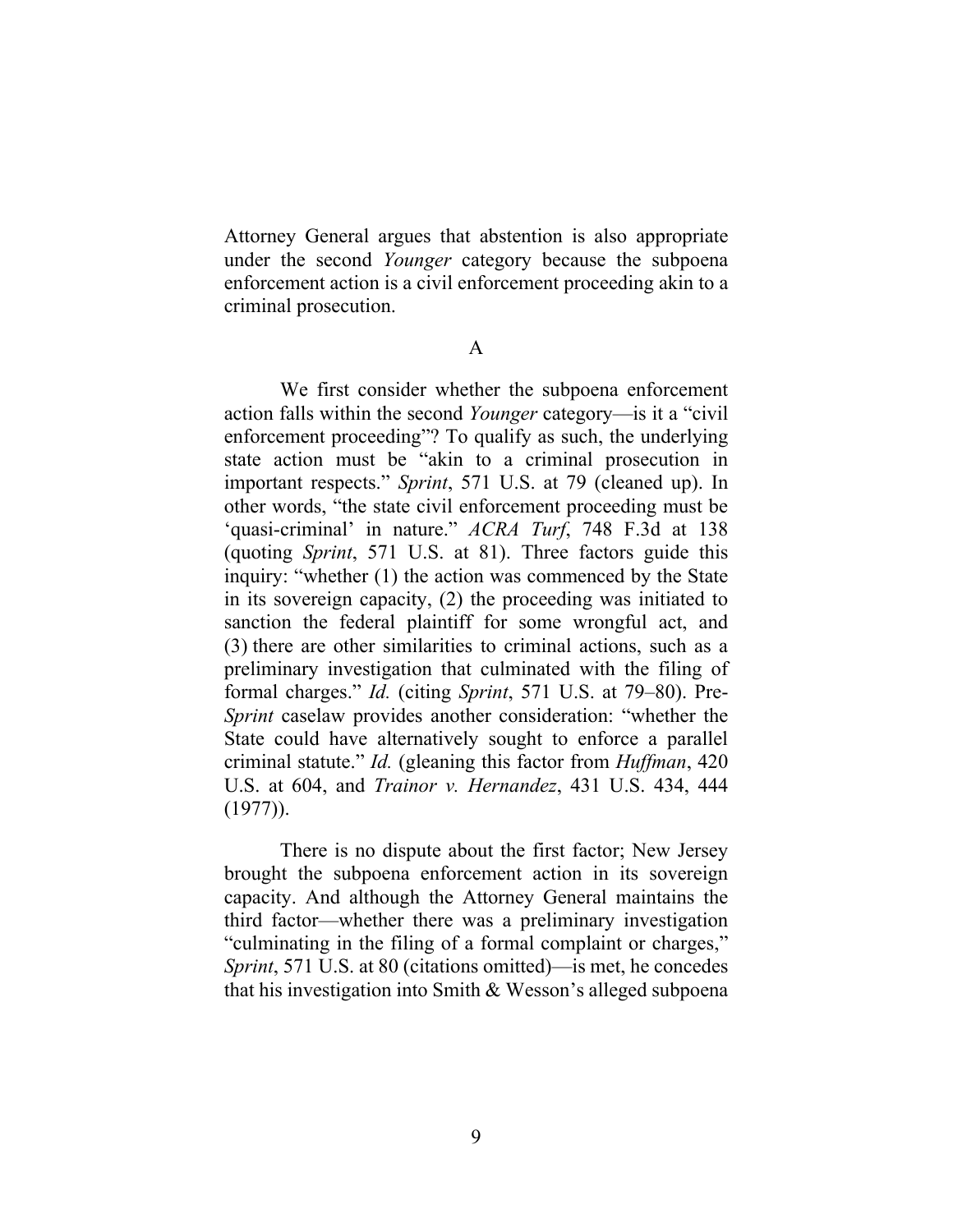Attorney General argues that abstention is also appropriate under the second *Younger* category because the subpoena enforcement action is a civil enforcement proceeding akin to a criminal prosecution.

### A

We first consider whether the subpoena enforcement action falls within the second *Younger* category—is it a "civil enforcement proceeding"? To qualify as such, the underlying state action must be "akin to a criminal prosecution in important respects." *Sprint*, 571 U.S. at 79 (cleaned up). In other words, "the state civil enforcement proceeding must be 'quasi-criminal' in nature." *ACRA Turf*, 748 F.3d at 138 (quoting *Sprint*, 571 U.S. at 81). Three factors guide this inquiry: "whether (1) the action was commenced by the State in its sovereign capacity, (2) the proceeding was initiated to sanction the federal plaintiff for some wrongful act, and (3) there are other similarities to criminal actions, such as a preliminary investigation that culminated with the filing of formal charges." *Id.* (citing *Sprint*, 571 U.S. at 79–80). Pre-*Sprint* caselaw provides another consideration: "whether the State could have alternatively sought to enforce a parallel criminal statute." *Id.* (gleaning this factor from *Huffman*, 420 U.S. at 604, and *Trainor v. Hernandez*, 431 U.S. 434, 444 (1977)).

There is no dispute about the first factor; New Jersey brought the subpoena enforcement action in its sovereign capacity. And although the Attorney General maintains the third factor—whether there was a preliminary investigation "culminating in the filing of a formal complaint or charges," *Sprint*, 571 U.S. at 80 (citations omitted)—is met, he concedes that his investigation into Smith & Wesson's alleged subpoena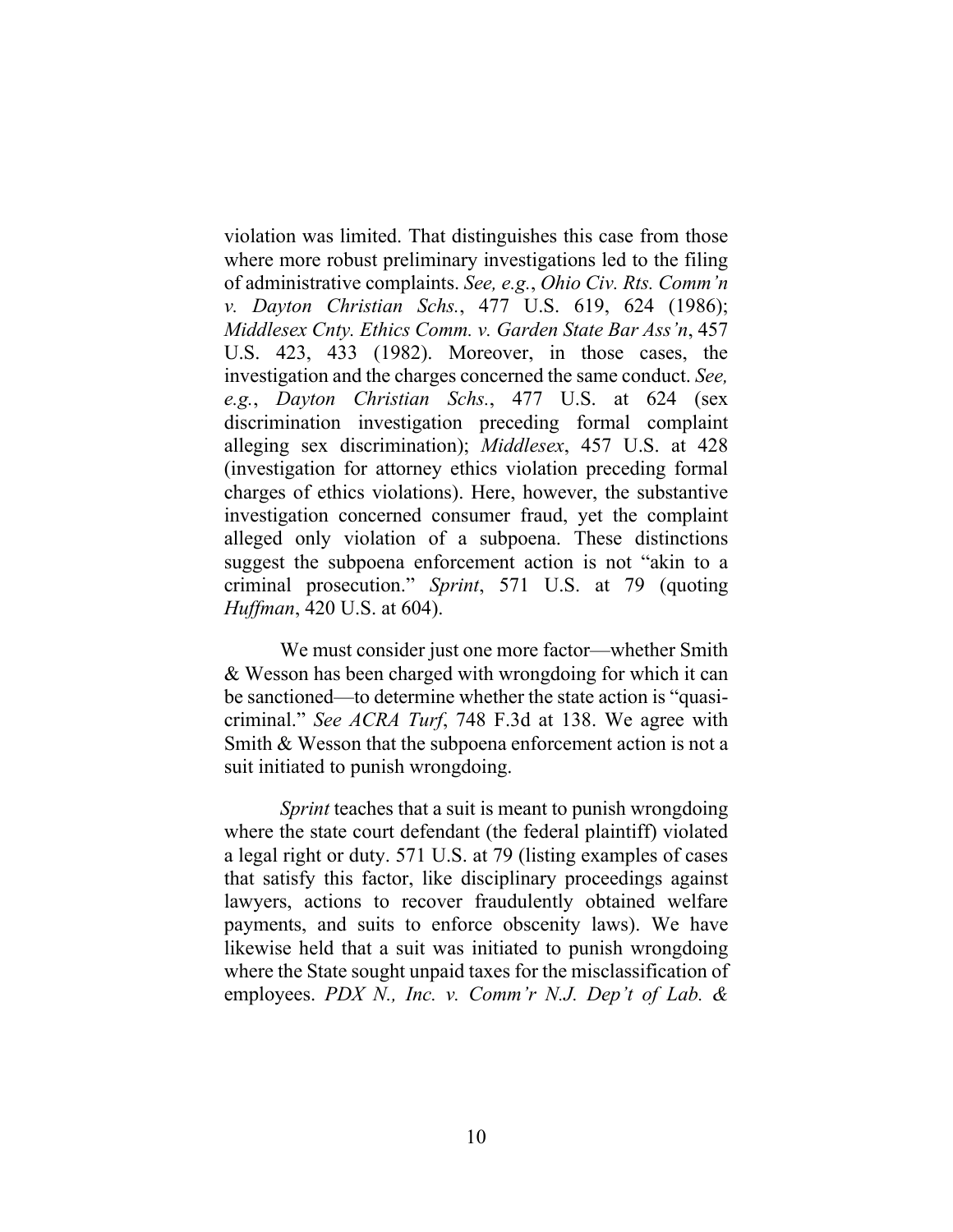violation was limited. That distinguishes this case from those where more robust preliminary investigations led to the filing of administrative complaints. *See, e.g.*, *Ohio Civ. Rts. Comm'n v. Dayton Christian Schs.*, 477 U.S. 619, 624 (1986); *Middlesex Cnty. Ethics Comm. v. Garden State Bar Ass'n*, 457 U.S. 423, 433 (1982). Moreover, in those cases, the investigation and the charges concerned the same conduct. *See, e.g.*, *Dayton Christian Schs.*, 477 U.S. at 624 (sex discrimination investigation preceding formal complaint alleging sex discrimination); *Middlesex*, 457 U.S. at 428 (investigation for attorney ethics violation preceding formal charges of ethics violations). Here, however, the substantive investigation concerned consumer fraud, yet the complaint alleged only violation of a subpoena. These distinctions suggest the subpoena enforcement action is not "akin to a criminal prosecution." *Sprint*, 571 U.S. at 79 (quoting *Huffman*, 420 U.S. at 604).

We must consider just one more factor—whether Smith & Wesson has been charged with wrongdoing for which it can be sanctioned—to determine whether the state action is "quasi-criminal." *See ACRA Turf*, 748 F.3d at 138. We agree with Smith & Wesson that the subpoena enforcement action is not a suit initiated to punish wrongdoing.

*Sprint* teaches that a suit is meant to punish wrongdoing where the state court defendant (the federal plaintiff) violated a legal right or duty. 571 U.S. at 79 (listing examples of cases that satisfy this factor, like disciplinary proceedings against lawyers, actions to recover fraudulently obtained welfare payments, and suits to enforce obscenity laws). We have likewise held that a suit was initiated to punish wrongdoing where the State sought unpaid taxes for the misclassification of employees. *PDX N., Inc. v. Comm'r N.J. Dep't of Lab. &*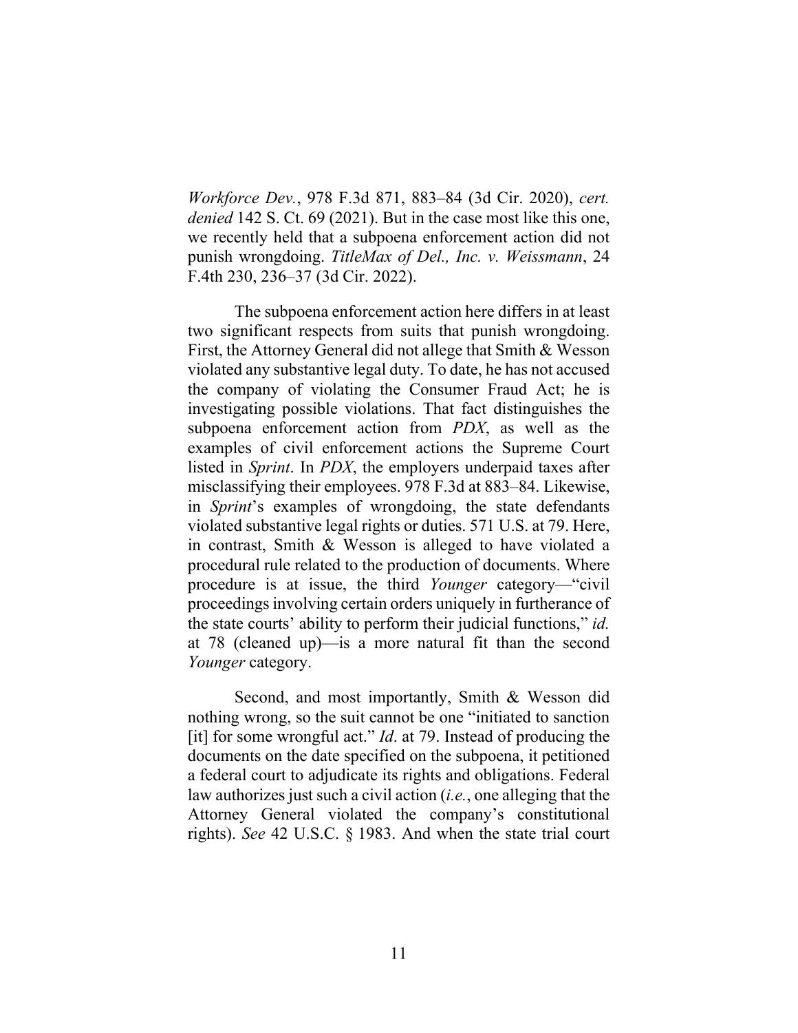*Workforce Dev.*, 978 F.3d 871, 883–84 (3d Cir. 2020), *cert. denied* 142 S. Ct. 69 (2021). But in the case most like this one, we recently held that a subpoena enforcement action did not punish wrongdoing. *TitleMax of Del., Inc. v. Weissmann*, 24 F.4th 230, 236–37 (3d Cir. 2022).

The subpoena enforcement action here differs in at least two significant respects from suits that punish wrongdoing. First, the Attorney General did not allege that Smith & Wesson violated any substantive legal duty. To date, he has not accused the company of violating the Consumer Fraud Act; he is investigating possible violations. That fact distinguishes the subpoena enforcement action from *PDX*, as well as the examples of civil enforcement actions the Supreme Court listed in *Sprint*. In *PDX*, the employers underpaid taxes after misclassifying their employees. 978 F.3d at 883–84. Likewise, in *Sprint*'s examples of wrongdoing, the state defendants violated substantive legal rights or duties. 571 U.S. at 79. Here, in contrast, Smith & Wesson is alleged to have violated a procedural rule related to the production of documents. Where procedure is at issue, the third *Younger* category—"civil proceedings involving certain orders uniquely in furtherance of the state courts' ability to perform their judicial functions," *id.* at 78 (cleaned up)—is a more natural fit than the second *Younger* category.

Second, and most importantly, Smith & Wesson did nothing wrong, so the suit cannot be one "initiated to sanction [it] for some wrongful act." *Id*. at 79. Instead of producing the documents on the date specified on the subpoena, it petitioned a federal court to adjudicate its rights and obligations. Federal law authorizes just such a civil action (*i.e.*, one alleging that the Attorney General violated the company's constitutional rights). *See* 42 U.S.C. § 1983. And when the state trial court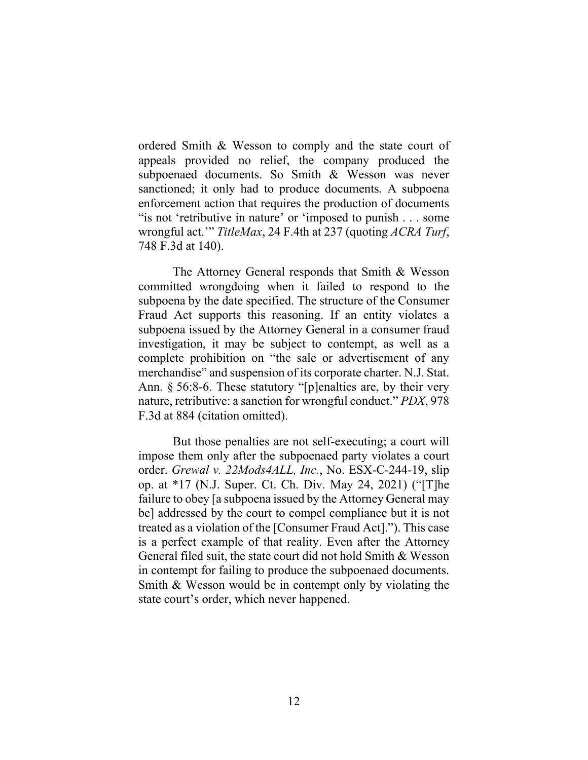ordered Smith & Wesson to comply and the state court of appeals provided no relief, the company produced the subpoenaed documents. So Smith & Wesson was never sanctioned; it only had to produce documents. A subpoena enforcement action that requires the production of documents "is not 'retributive in nature' or 'imposed to punish . . . some wrongful act.'" *TitleMax*, 24 F.4th at 237 (quoting *ACRA Turf*, 748 F.3d at 140).

The Attorney General responds that Smith & Wesson committed wrongdoing when it failed to respond to the subpoena by the date specified. The structure of the Consumer Fraud Act supports this reasoning. If an entity violates a subpoena issued by the Attorney General in a consumer fraud investigation, it may be subject to contempt, as well as a complete prohibition on "the sale or advertisement of any merchandise" and suspension of its corporate charter. N.J. Stat. Ann. § 56:8-6. These statutory "[p]enalties are, by their very nature, retributive: a sanction for wrongful conduct." *PDX*, 978 F.3d at 884 (citation omitted).

But those penalties are not self-executing; a court will impose them only after the subpoenaed party violates a court order. *Grewal v. 22Mods4ALL, Inc.*, No. ESX-C-244-19, slip op. at *17 (N.J. Super. Ct. Ch. Div. May 24, 2021) ("[T]he failure to obey [a subpoena issued by the Attorney General may be] addressed by the court to compel compliance but it is not treated as a violation of the [Consumer Fraud Act]."). This case is a perfect example of that reality. Even after the Attorney General filed suit, the state court did not hold Smith & Wesson in contempt for failing to produce the subpoenaed documents. Smith & Wesson would be in contempt only by violating the state court's order, which never happened.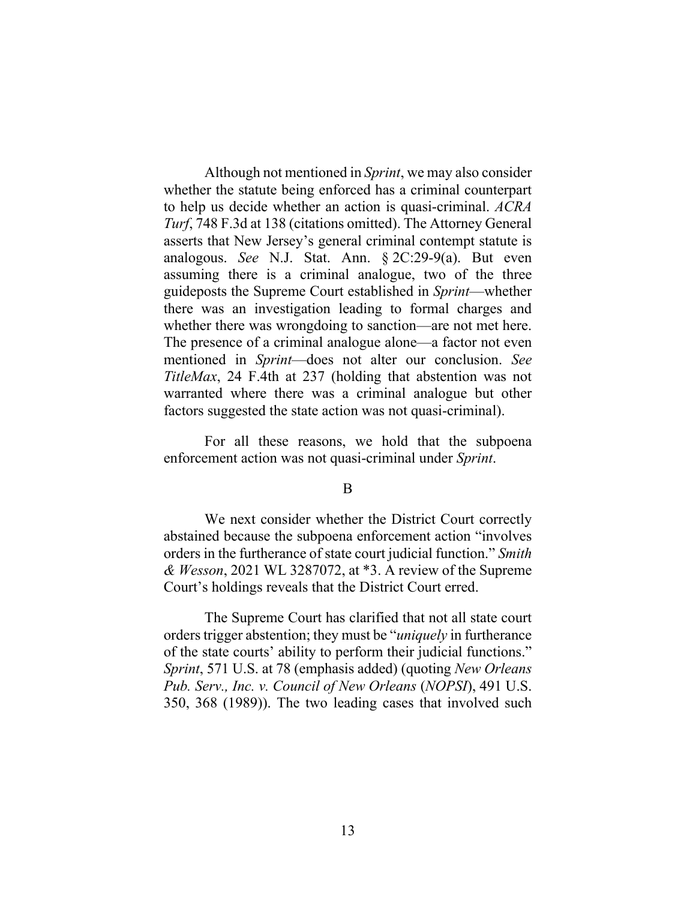Although not mentioned in *Sprint*, we may also consider whether the statute being enforced has a criminal counterpart to help us decide whether an action is quasi-criminal. *ACRA Turf*, 748 F.3d at 138 (citations omitted). The Attorney General asserts that New Jersey's general criminal contempt statute is analogous. *See* N.J. Stat. Ann. § 2C:29-9(a). But even assuming there is a criminal analogue, two of the three guideposts the Supreme Court established in *Sprint*—whether there was an investigation leading to formal charges and whether there was wrongdoing to sanction—are not met here. The presence of a criminal analogue alone—a factor not even mentioned in *Sprint*—does not alter our conclusion. *See TitleMax*, 24 F.4th at 237 (holding that abstention was not warranted where there was a criminal analogue but other factors suggested the state action was not quasi-criminal).

For all these reasons, we hold that the subpoena enforcement action was not quasi-criminal under *Sprint*.

B

We next consider whether the District Court correctly abstained because the subpoena enforcement action "involves orders in the furtherance of state court judicial function." *Smith & Wesson*, 2021 WL 3287072, at *3. A review of the Supreme Court's holdings reveals that the District Court erred.

The Supreme Court has clarified that not all state court orders trigger abstention; they must be "*uniquely* in furtherance of the state courts' ability to perform their judicial functions." *Sprint*, 571 U.S. at 78 (emphasis added) (quoting *New Orleans Pub. Serv., Inc. v. Council of New Orleans* (*NOPSI*), 491 U.S. 350, 368 (1989)). The two leading cases that involved such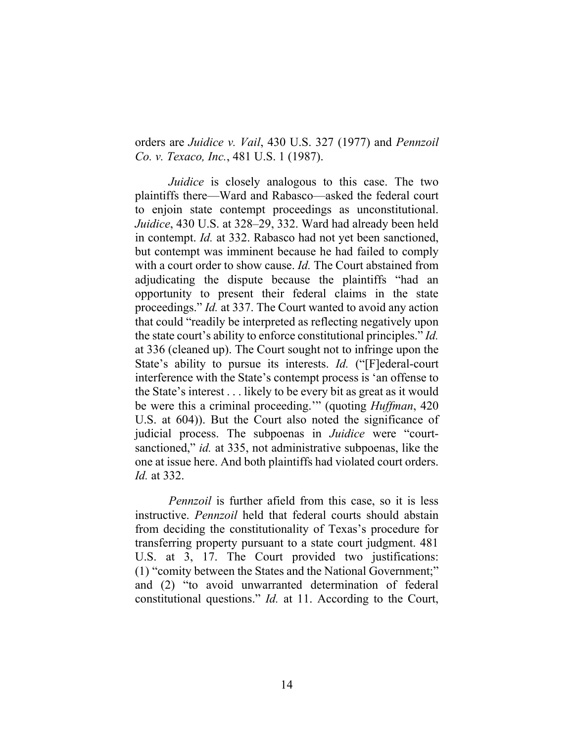orders are *Juidice v. Vail*, 430 U.S. 327 (1977) and *Pennzoil Co. v. Texaco, Inc.*, 481 U.S. 1 (1987).

*Juidice* is closely analogous to this case. The two plaintiffs there—Ward and Rabasco—asked the federal court to enjoin state contempt proceedings as unconstitutional. *Juidice*, 430 U.S. at 328–29, 332. Ward had already been held in contempt. *Id.* at 332. Rabasco had not yet been sanctioned, but contempt was imminent because he had failed to comply with a court order to show cause. *Id.* The Court abstained from adjudicating the dispute because the plaintiffs "had an opportunity to present their federal claims in the state proceedings." *Id.* at 337. The Court wanted to avoid any action that could "readily be interpreted as reflecting negatively upon the state court's ability to enforce constitutional principles." *Id.* at 336 (cleaned up). The Court sought not to infringe upon the State's ability to pursue its interests. *Id.* ("[F]ederal-court interference with the State's contempt process is 'an offense to the State's interest . . . likely to be every bit as great as it would be were this a criminal proceeding.'" (quoting *Huffman*, 420 U.S. at 604)). But the Court also noted the significance of judicial process. The subpoenas in *Juidice* were "court-sanctioned," *id.* at 335, not administrative subpoenas, like the one at issue here. And both plaintiffs had violated court orders. *Id.* at 332.

*Pennzoil* is further afield from this case, so it is less instructive. *Pennzoil* held that federal courts should abstain from deciding the constitutionality of Texas's procedure for transferring property pursuant to a state court judgment. 481 U.S. at 3, 17. The Court provided two justifications: (1) "comity between the States and the National Government;" and (2) "to avoid unwarranted determination of federal constitutional questions." *Id.* at 11. According to the Court,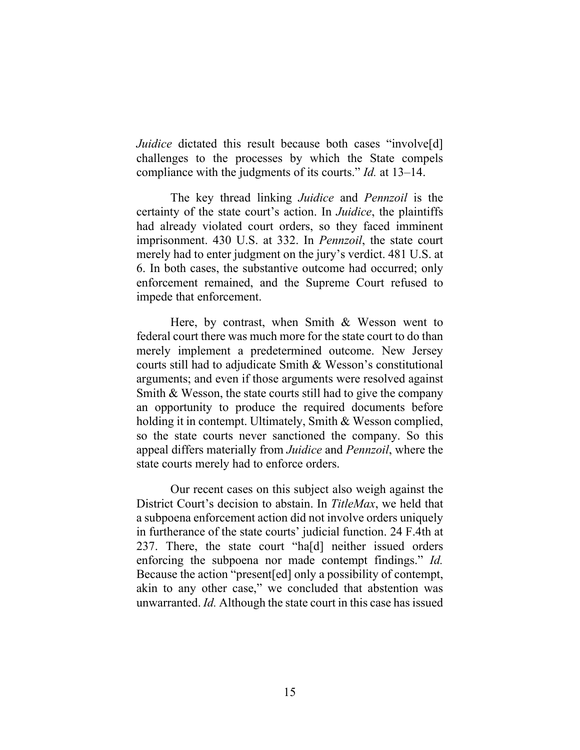*Juidice* dictated this result because both cases "involve[d] challenges to the processes by which the State compels compliance with the judgments of its courts." *Id.* at 13–14.

The key thread linking *Juidice* and *Pennzoil* is the certainty of the state court's action. In *Juidice*, the plaintiffs had already violated court orders, so they faced imminent imprisonment. 430 U.S. at 332. In *Pennzoil*, the state court merely had to enter judgment on the jury's verdict. 481 U.S. at 6. In both cases, the substantive outcome had occurred; only enforcement remained, and the Supreme Court refused to impede that enforcement.

Here, by contrast, when Smith & Wesson went to federal court there was much more for the state court to do than merely implement a predetermined outcome. New Jersey courts still had to adjudicate Smith & Wesson's constitutional arguments; and even if those arguments were resolved against Smith & Wesson, the state courts still had to give the company an opportunity to produce the required documents before holding it in contempt. Ultimately, Smith & Wesson complied, so the state courts never sanctioned the company. So this appeal differs materially from *Juidice* and *Pennzoil*, where the state courts merely had to enforce orders.

Our recent cases on this subject also weigh against the District Court's decision to abstain. In *TitleMax*, we held that a subpoena enforcement action did not involve orders uniquely in furtherance of the state courts' judicial function. 24 F.4th at 237. There, the state court "ha[d] neither issued orders enforcing the subpoena nor made contempt findings." *Id.* Because the action "present[ed] only a possibility of contempt, akin to any other case," we concluded that abstention was unwarranted. *Id.* Although the state court in this case has issued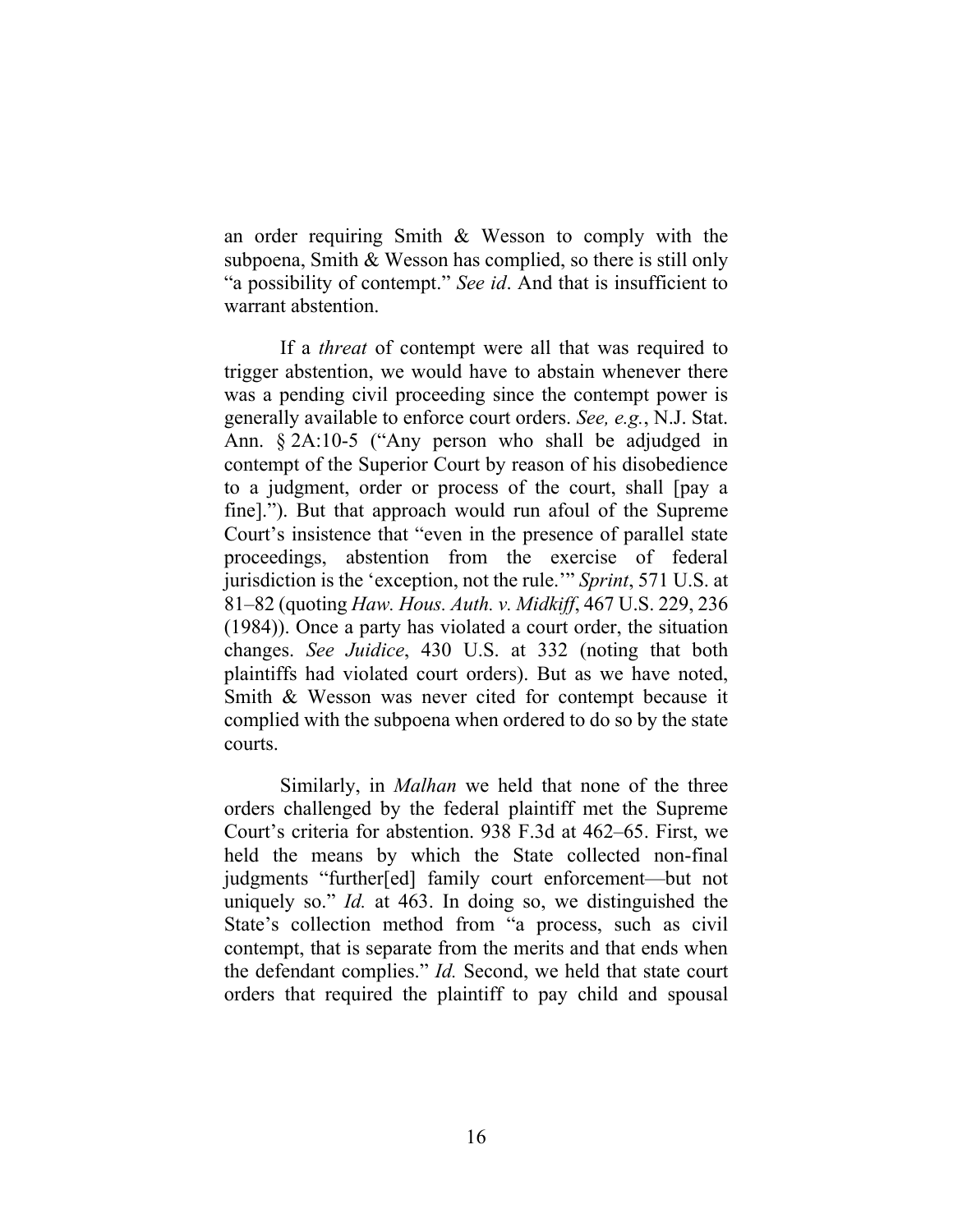an order requiring Smith & Wesson to comply with the subpoena, Smith & Wesson has complied, so there is still only "a possibility of contempt." *See id*. And that is insufficient to warrant abstention.

If a *threat* of contempt were all that was required to trigger abstention, we would have to abstain whenever there was a pending civil proceeding since the contempt power is generally available to enforce court orders. *See, e.g.*, N.J. Stat. Ann. § 2A:10-5 ("Any person who shall be adjudged in contempt of the Superior Court by reason of his disobedience to a judgment, order or process of the court, shall [pay a fine]."). But that approach would run afoul of the Supreme Court's insistence that "even in the presence of parallel state proceedings, abstention from the exercise of federal jurisdiction is the 'exception, not the rule.'" *Sprint*, 571 U.S. at 81–82 (quoting *Haw. Hous. Auth. v. Midkiff*, 467 U.S. 229, 236 (1984)). Once a party has violated a court order, the situation changes. *See Juidice*, 430 U.S. at 332 (noting that both plaintiffs had violated court orders). But as we have noted, Smith & Wesson was never cited for contempt because it complied with the subpoena when ordered to do so by the state courts.

Similarly, in *Malhan* we held that none of the three orders challenged by the federal plaintiff met the Supreme Court's criteria for abstention. 938 F.3d at 462–65. First, we held the means by which the State collected non-final judgments "further[ed] family court enforcement—but not uniquely so." *Id.* at 463. In doing so, we distinguished the State's collection method from "a process, such as civil contempt, that is separate from the merits and that ends when the defendant complies." *Id.* Second, we held that state court orders that required the plaintiff to pay child and spousal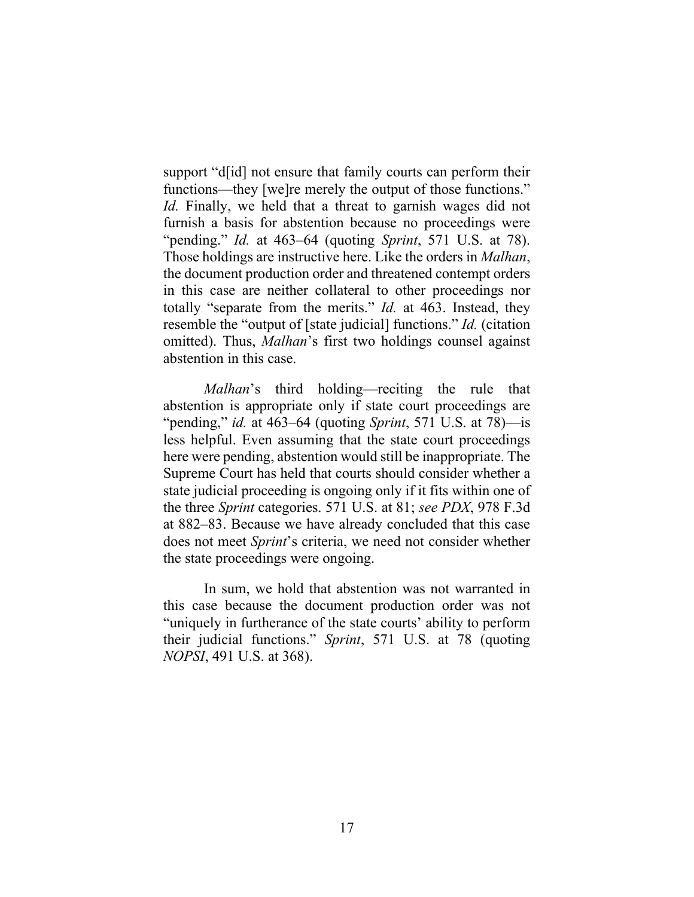support "d[id] not ensure that family courts can perform their functions—they [we]re merely the output of those functions." *Id.* Finally, we held that a threat to garnish wages did not furnish a basis for abstention because no proceedings were "pending." *Id.* at 463–64 (quoting *Sprint*, 571 U.S. at 78). Those holdings are instructive here. Like the orders in *Malhan*, the document production order and threatened contempt orders in this case are neither collateral to other proceedings nor totally "separate from the merits." *Id.* at 463. Instead, they resemble the "output of [state judicial] functions." *Id.* (citation omitted). Thus, *Malhan*'s first two holdings counsel against abstention in this case.

*Malhan*'s third holding—reciting the rule that abstention is appropriate only if state court proceedings are "pending," *id.* at 463–64 (quoting *Sprint*, 571 U.S. at 78)—is less helpful. Even assuming that the state court proceedings here were pending, abstention would still be inappropriate. The Supreme Court has held that courts should consider whether a state judicial proceeding is ongoing only if it fits within one of the three *Sprint* categories. 571 U.S. at 81; *see PDX*, 978 F.3d at 882–83. Because we have already concluded that this case does not meet *Sprint*'s criteria, we need not consider whether the state proceedings were ongoing.

In sum, we hold that abstention was not warranted in this case because the document production order was not "uniquely in furtherance of the state courts' ability to perform their judicial functions." *Sprint*, 571 U.S. at 78 (quoting *NOPSI*, 491 U.S. at 368).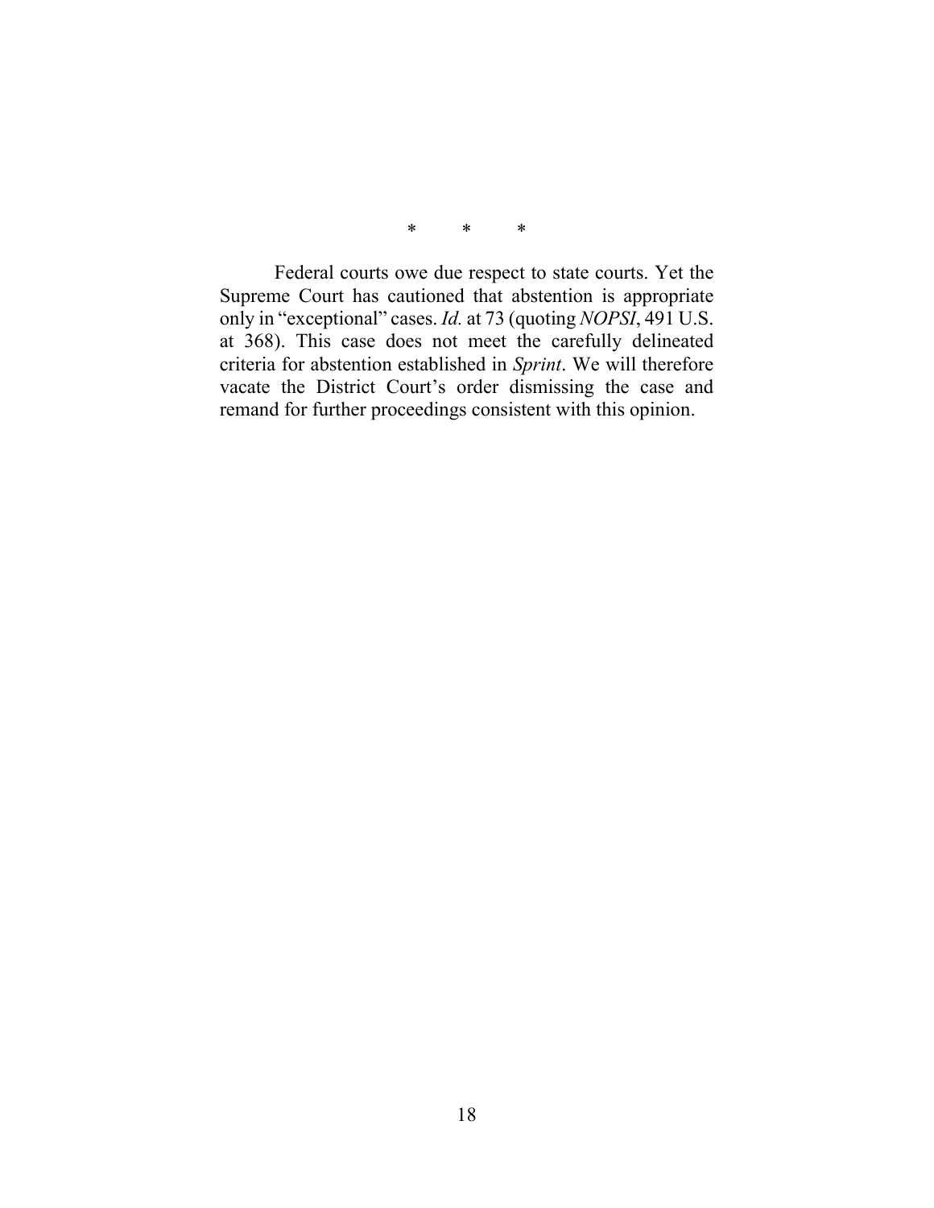\*  \*  \*

Federal courts owe due respect to state courts. Yet the Supreme Court has cautioned that abstention is appropriate only in "exceptional" cases. *Id.* at 73 (quoting *NOPSI*, 491 U.S. at 368). This case does not meet the carefully delineated criteria for abstention established in *Sprint*. We will therefore vacate the District Court's order dismissing the case and remand for further proceedings consistent with this opinion.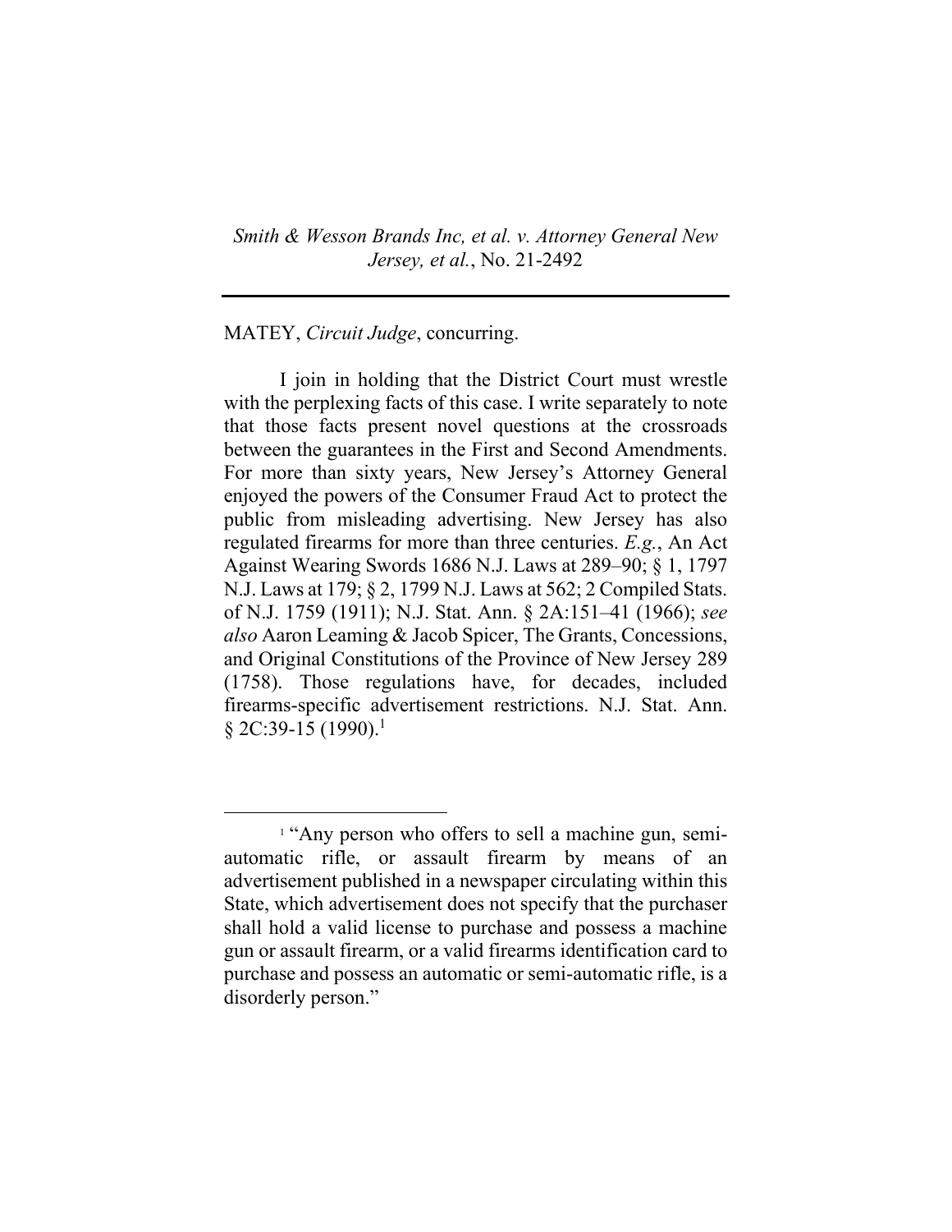*Smith & Wesson Brands Inc, et al. v. Attorney General New Jersey, et al.*, No. 21-2492

---

MATEY, *Circuit Judge*, concurring.

I join in holding that the District Court must wrestle with the perplexing facts of this case. I write separately to note that those facts present novel questions at the crossroads between the guarantees in the First and Second Amendments. For more than sixty years, New Jersey's Attorney General enjoyed the powers of the Consumer Fraud Act to protect the public from misleading advertising. New Jersey has also regulated firearms for more than three centuries. *E.g.*, An Act Against Wearing Swords 1686 N.J. Laws at 289–90; § 1, 1797 N.J. Laws at 179; § 2, 1799 N.J. Laws at 562; 2 Compiled Stats. of N.J. 1759 (1911); N.J. Stat. Ann. § 2A:151–41 (1966); *see also* Aaron Leaming & Jacob Spicer, The Grants, Concessions, and Original Constitutions of the Province of New Jersey 289 (1758). Those regulations have, for decades, included firearms-specific advertisement restrictions. N.J. Stat. Ann. § 2C:39-15 (1990).[1]

[1] "Any person who offers to sell a machine gun, semi-automatic rifle, or assault firearm by means of an advertisement published in a newspaper circulating within this State, which advertisement does not specify that the purchaser shall hold a valid license to purchase and possess a machine gun or assault firearm, or a valid firearms identification card to purchase and possess an automatic or semi-automatic rifle, is a disorderly person."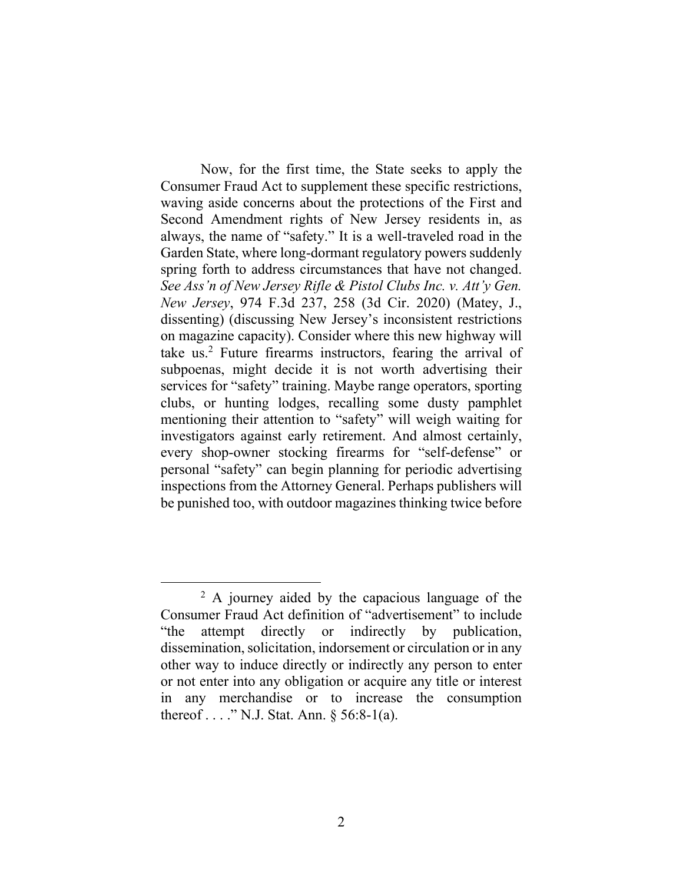Now, for the first time, the State seeks to apply the Consumer Fraud Act to supplement these specific restrictions, waving aside concerns about the protections of the First and Second Amendment rights of New Jersey residents in, as always, the name of "safety." It is a well-traveled road in the Garden State, where long-dormant regulatory powers suddenly spring forth to address circumstances that have not changed. *See Ass'n of New Jersey Rifle & Pistol Clubs Inc. v. Att'y Gen. New Jersey*, 974 F.3d 237, 258 (3d Cir. 2020) (Matey, J., dissenting) (discussing New Jersey's inconsistent restrictions on magazine capacity). Consider where this new highway will take us.[2] Future firearms instructors, fearing the arrival of subpoenas, might decide it is not worth advertising their services for "safety" training. Maybe range operators, sporting clubs, or hunting lodges, recalling some dusty pamphlet mentioning their attention to "safety" will weigh waiting for investigators against early retirement. And almost certainly, every shop-owner stocking firearms for "self-defense" or personal "safety" can begin planning for periodic advertising inspections from the Attorney General. Perhaps publishers will be punished too, with outdoor magazines thinking twice before

---

[2] A journey aided by the capacious language of the Consumer Fraud Act definition of "advertisement" to include "the attempt directly or indirectly by publication, dissemination, solicitation, indorsement or circulation or in any other way to induce directly or indirectly any person to enter or not enter into any obligation or acquire any title or interest in any merchandise or to increase the consumption thereof . . . ." N.J. Stat. Ann. § 56:8-1(a).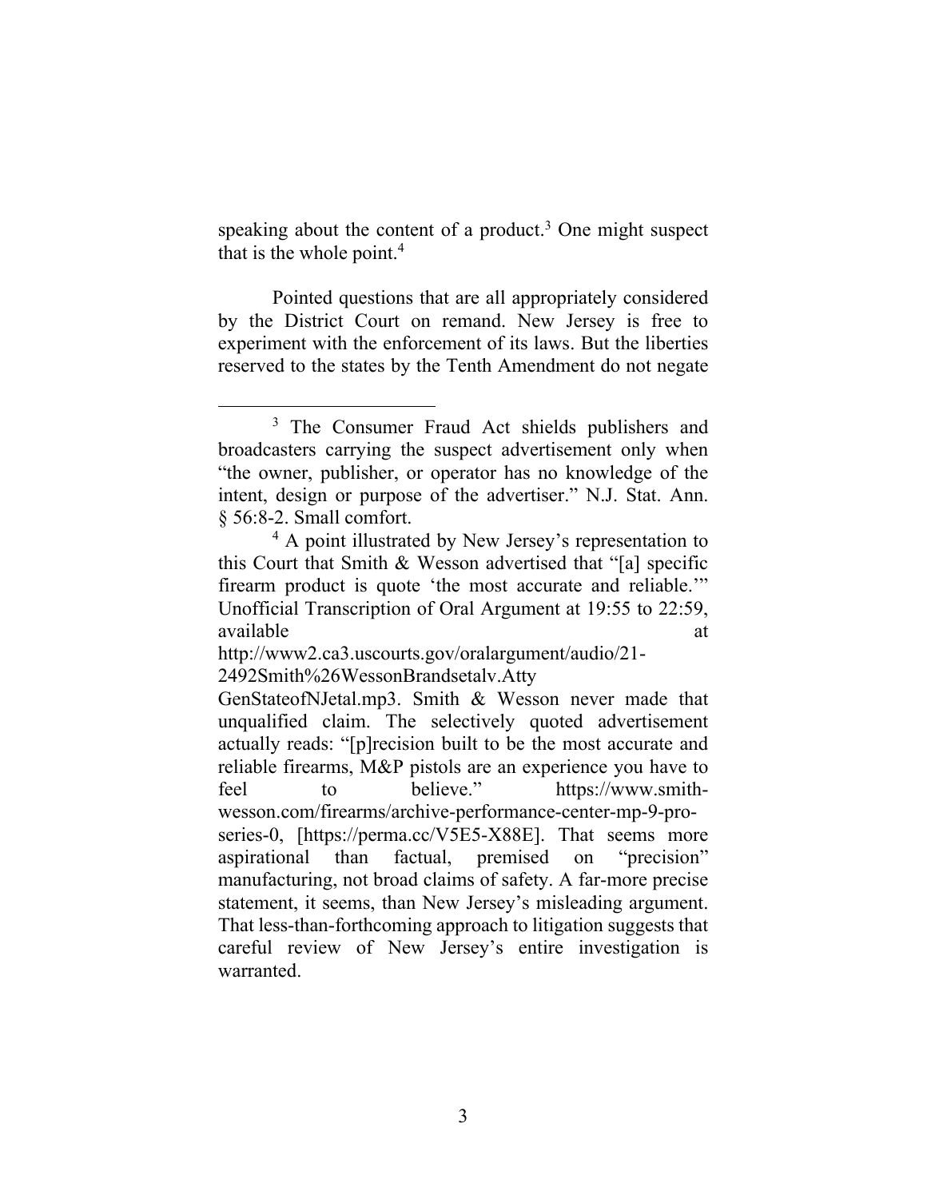speaking about the content of a product.[3] One might suspect that is the whole point.[4]

Pointed questions that are all appropriately considered by the District Court on remand. New Jersey is free to experiment with the enforcement of its laws. But the liberties reserved to the states by the Tenth Amendment do not negate

---

[3] The Consumer Fraud Act shields publishers and broadcasters carrying the suspect advertisement only when "the owner, publisher, or operator has no knowledge of the intent, design or purpose of the advertiser." N.J. Stat. Ann. § 56:8-2. Small comfort.

[4] A point illustrated by New Jersey's representation to this Court that Smith & Wesson advertised that "[a] specific firearm product is quote 'the most accurate and reliable.'" Unofficial Transcription of Oral Argument at 19:55 to 22:59, available at http://www2.ca3.uscourts.gov/oralargument/audio/21-2492Smith%26WessonBrandsetalv.AttyGenStateofNJetal.mp3. Smith & Wesson never made that unqualified claim. The selectively quoted advertisement actually reads: "[p]recision built to be the most accurate and reliable firearms, M&P pistols are an experience you have to feel to believe." https://www.smith-wesson.com/firearms/archive-performance-center-mp-9-pro-series-0, [https://perma.cc/V5E5-X88E]. That seems more aspirational than factual, premised on "precision" manufacturing, not broad claims of safety. A far-more precise statement, it seems, than New Jersey's misleading argument. That less-than-forthcoming approach to litigation suggests that careful review of New Jersey's entire investigation is warranted.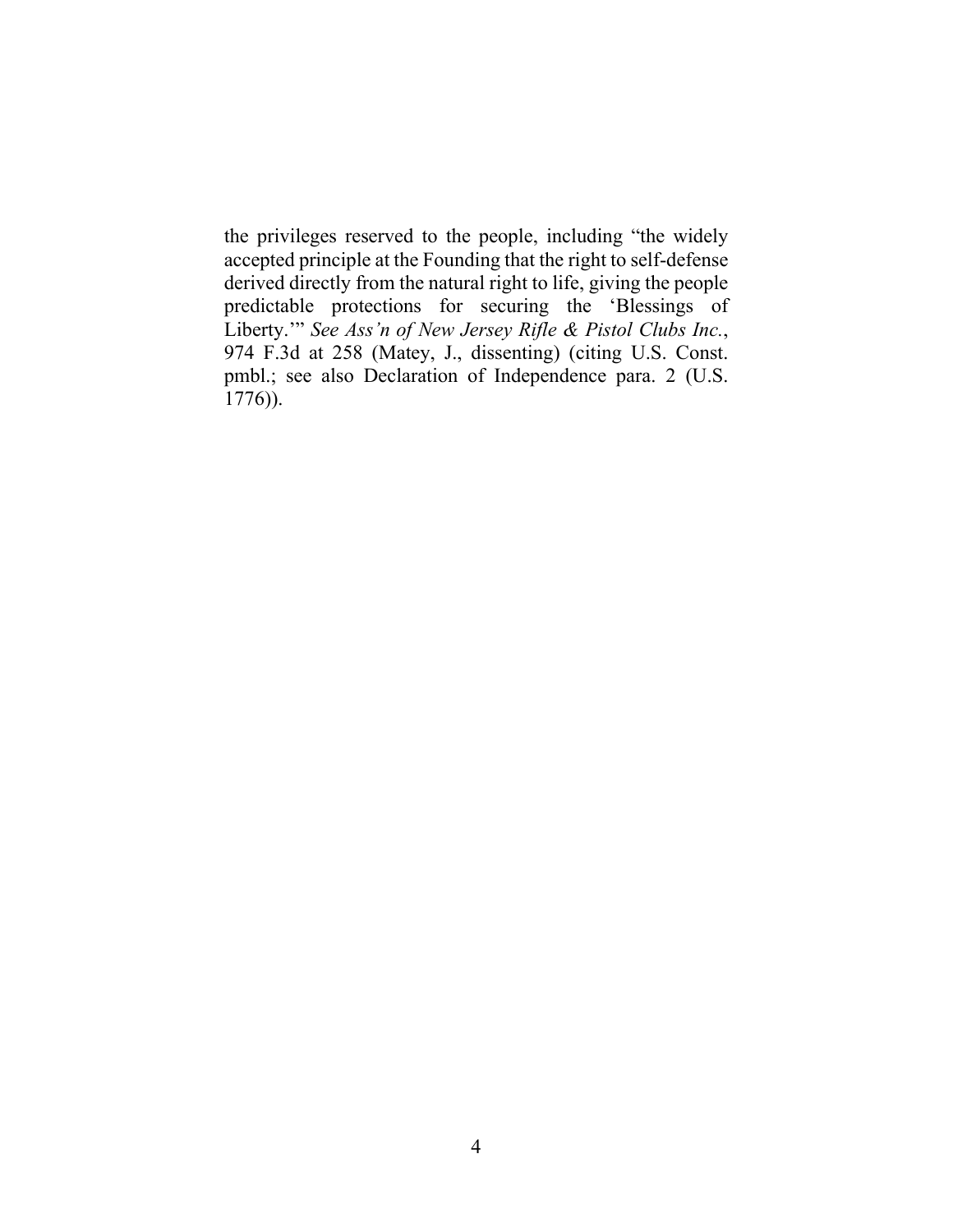the privileges reserved to the people, including "the widely accepted principle at the Founding that the right to self-defense derived directly from the natural right to life, giving the people predictable protections for securing the 'Blessings of Liberty.'" *See Ass'n of New Jersey Rifle & Pistol Clubs Inc.*, 974 F.3d at 258 (Matey, J., dissenting) (citing U.S. Const. pmbl.; see also Declaration of Independence para. 2 (U.S. 1776)).